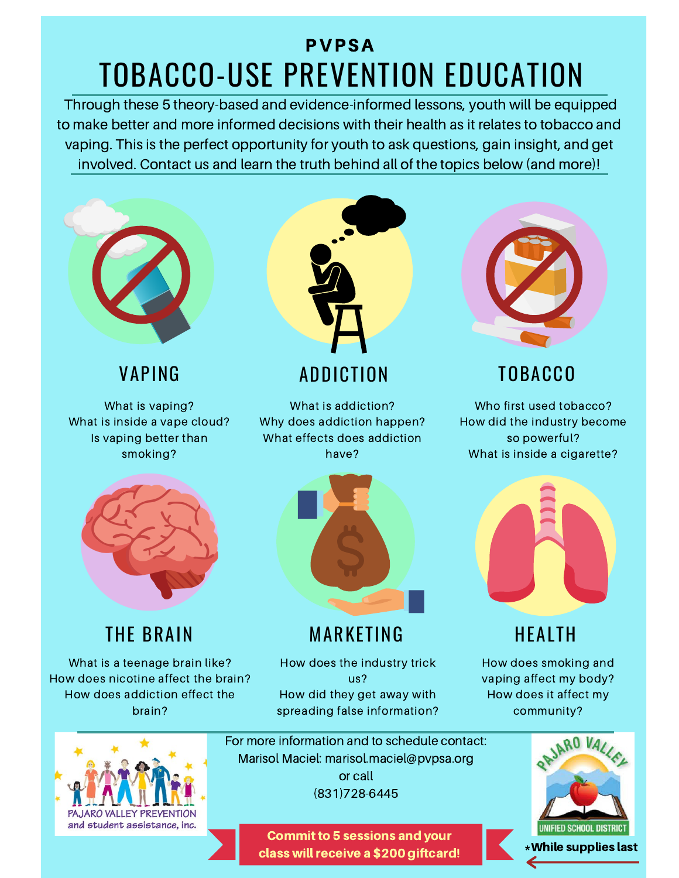**PVPSA**

# TOBACCO-USE PREVENTION EDUCATION

Through these 5 theory-based and evidence-informed lessons, youth will be equipped to make better and more informed decisions with their health as it relates to tobacco and vaping. This is the perfect opportunity for youth to ask questions, gain insight, and get involved. Contact us and learn the truth behind all of the topics below (and more)!

## VAPING

What is vaping?
What is inside a vape cloud?
Is vaping better than smoking?

## ADDICTION

What is addiction?
Why does addiction happen?
What effects does addiction have?

## TOBACCO

Who first used tobacco?
How did the industry become so powerful?
What is inside a cigarette?

## THE BRAIN

What is a teenage brain like?
How does nicotine affect the brain?
How does addiction effect the brain?

## MARKETING

How does the industry trick us?
How did they get away with spreading false information?

## HEALTH

How does smoking and vaping affect my body?
How does it affect my community?

---

PAJARO VALLEY PREVENTION and student assistance, inc.

For more information and to schedule contact:
Marisol Maciel: marisol.maciel@pvpsa.org
or call
(831)728-6445

PAJARO VALLEY UNIFIED SCHOOL DISTRICT

**Commit to 5 sessions and your class will receive a $200 giftcard!**

***While supplies last**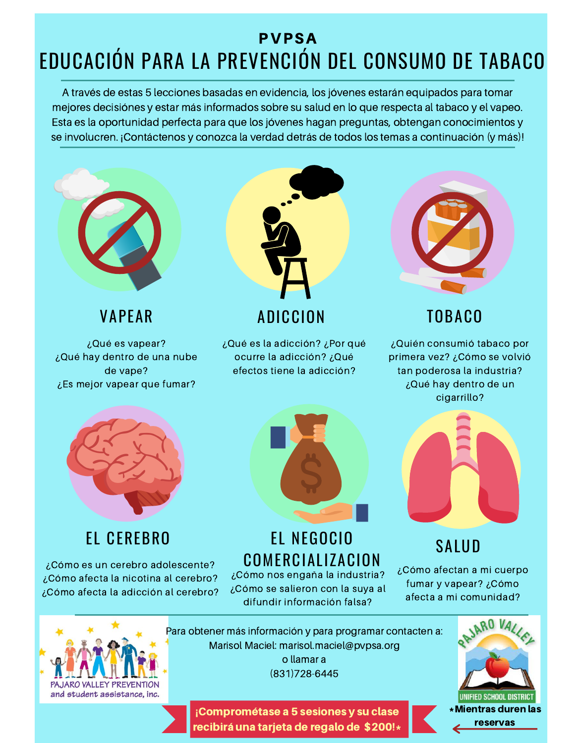# PVPSA

# EDUCACIÓN PARA LA PREVENCIÓN DEL CONSUMO DE TABACO

A través de estas 5 lecciones basadas en evidencia, los jóvenes estarán equipados para tomar mejores decisiónes y estar más informados sobre su salud en lo que respecta al tabaco y el vapeo. Esta es la oportunidad perfecta para que los jóvenes hagan preguntas, obtengan conocimientos y se involucren. ¡Contáctenos y conozca la verdad detrás de todos los temas a continuación (y más)!

## VAPEAR

¿Qué es vapear?
¿Qué hay dentro de una nube de vape?
¿Es mejor vapear que fumar?

## ADICCION

¿Qué es la adicción? ¿Por qué ocurre la adicción? ¿Qué efectos tiene la adicción?

## TOBACO

¿Quién consumió tabaco por primera vez? ¿Cómo se volvió tan poderosa la industria? ¿Qué hay dentro de un cigarrillo?

## EL CEREBRO

¿Cómo es un cerebro adolescente?
¿Cómo afecta la nicotina al cerebro?
¿Cómo afecta la adicción al cerebro?

## EL NEGOCIO COMERCIALIZACION

¿Cómo nos engaña la industria?
¿Cómo se salieron con la suya al difundir información falsa?

## SALUD

¿Cómo afectan a mi cuerpo fumar y vapear? ¿Cómo afecta a mi comunidad?

---

PAJARO VALLEY PREVENTION and student assistance, inc.

Para obtener más información y para programar contacten a:
Marisol Maciel: marisol.maciel@pvpsa.org
o llamar a
(831)728-6445

PAJARO VALLEY UNIFIED SCHOOL DISTRICT

**¡Comprométase a 5 sesiones y su clase recibirá una tarjeta de regalo de $200!***

***Mientras duren las reservas**